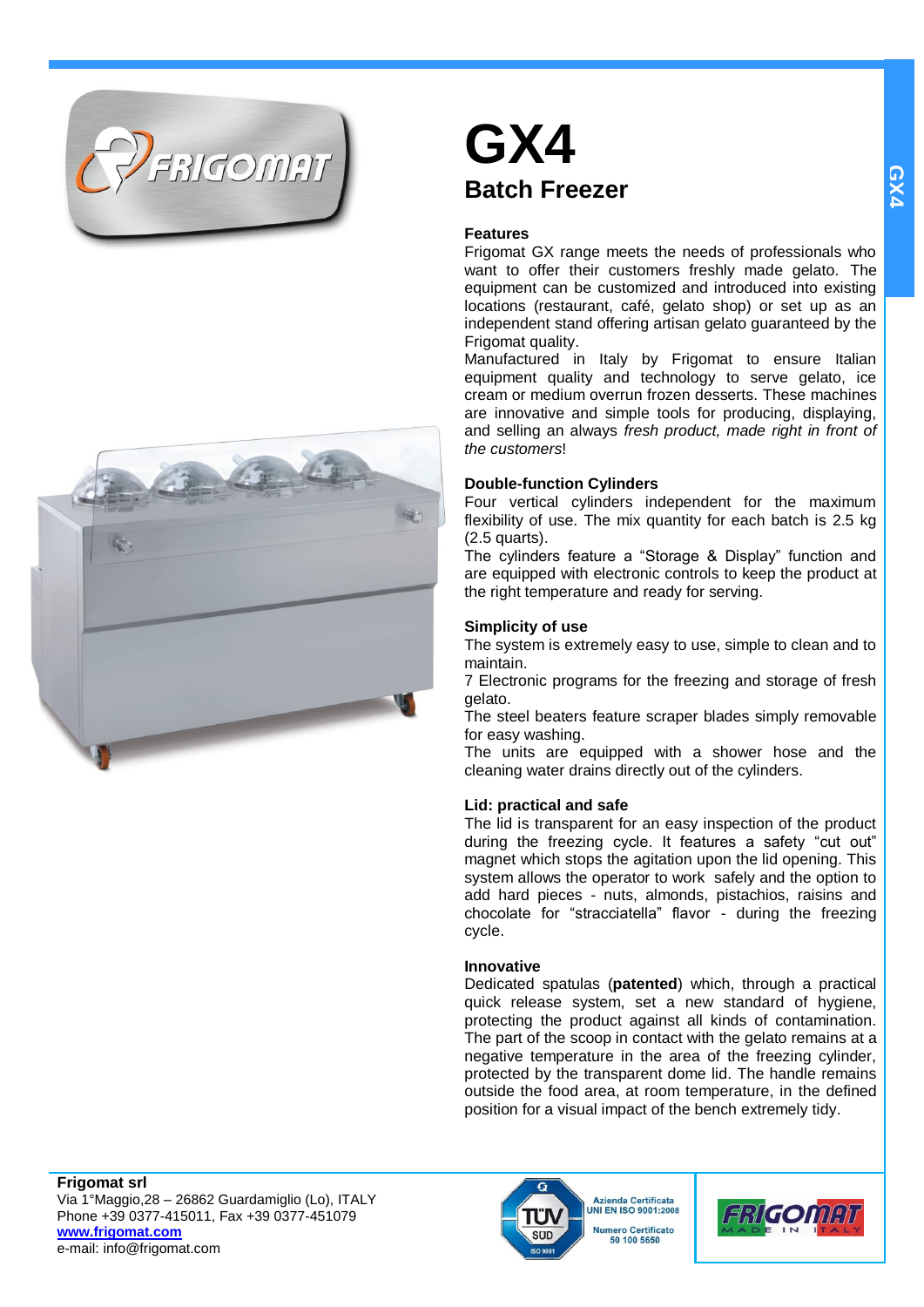# GX4

## Batch Freezer

### Features

Frigomat GX range meets the needs of professionals who want to offer their customers freshly made gelato. The equipment can be customized and introduced into existing locations (restaurant, café, gelato shop) or set up as an independent stand offering artisan gelato guaranteed by the Frigomat quality.

Manufactured in Italy by Frigomat to ensure Italian equipment quality and technology to serve gelato, ice cream or medium overrun frozen desserts. These machines are innovative and simple tools for producing, displaying, and selling an always *fresh product, made right in front of the customers*!

### Double-function Cylinders

Four vertical cylinders independent for the maximum flexibility of use. The mix quantity for each batch is 2.5 kg (2.5 quarts).

The cylinders feature a “Storage & Display” function and are equipped with electronic controls to keep the product at the right temperature and ready for serving.

### Simplicity of use

The system is extremely easy to use, simple to clean and to maintain.

7 Electronic programs for the freezing and storage of fresh gelato.

The steel beaters feature scraper blades simply removable for easy washing.

The units are equipped with a shower hose and the cleaning water drains directly out of the cylinders.

### Lid: practical and safe

The lid is transparent for an easy inspection of the product during the freezing cycle. It features a safety “cut out” magnet which stops the agitation upon the lid opening. This system allows the operator to work safely and the option to add hard pieces - nuts, almonds, pistachios, raisins and chocolate for “stracciatella” flavor - during the freezing cycle.

### Innovative

Dedicated spatulas (**patented**) which, through a practical quick release system, set a new standard of hygiene, protecting the product against all kinds of contamination. The part of the scoop in contact with the gelato remains at a negative temperature in the area of the freezing cylinder, protected by the transparent dome lid. The handle remains outside the food area, at room temperature, in the defined position for a visual impact of the bench extremely tidy.

**Frigomat srl**
Via 1°Maggio,28 – 26862 Guardamiglio (Lo), ITALY
Phone +39 0377-415011, Fax +39 0377-451079
**www.frigomat.com**
e-mail: info@frigomat.com

Azienda Certificata UNI EN ISO 9001:2008
Numero Certificato 50 100 5650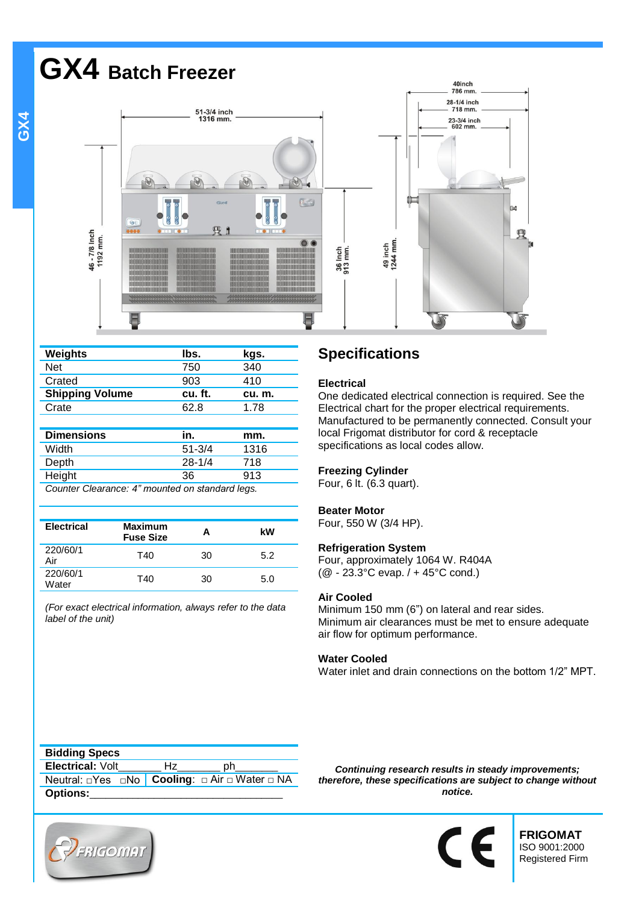# GX4 Batch Freezer

40inch
786 mm.
28-1/4 inch
718 mm.
23-3/4 inch
602 mm.
51-3/4 inch
1316 mm.
46 - 7/8 inch
1192 mm.
36 inch
913 mm.
49 inch
1244 mm.

| Weights | lbs. | kgs. |
|---|---|---|
| Net | 750 | 340 |
| Crated | 903 | 410 |
| **Shipping Volume** | **cu. ft.** | **cu. m.** |
| Crate | 62.8 | 1.78 |

| Dimensions | in. | mm. |
|---|---|---|
| Width | 51-3/4 | 1316 |
| Depth | 28-1/4 | 718 |
| Height | 36 | 913 |

*Counter Clearance: 4" mounted on standard legs.*

| Electrical | Maximum Fuse Size | A | kW |
|---|---|---|---|
| 220/60/1 Air | T40 | 30 | 5.2 |
| 220/60/1 Water | T40 | 30 | 5.0 |

*(For exact electrical information, always refer to the data label of the unit)*

## Specifications

**Electrical**
One dedicated electrical connection is required. See the Electrical chart for the proper electrical requirements. Manufactured to be permanently connected. Consult your local Frigomat distributor for cord & receptacle specifications as local codes allow.

**Freezing Cylinder**
Four, 6 lt. (6.3 quart).

**Beater Motor**
Four, 550 W (3/4 HP).

**Refrigeration System**
Four, approximately 1064 W. R404A
(@ - 23.3°C evap. / + 45°C cond.)

**Air Cooled**
Minimum 150 mm (6") on lateral and rear sides.
Minimum air clearances must be met to ensure adequate air flow for optimum performance.

**Water Cooled**
Water inlet and drain connections on the bottom 1/2" MPT.

**Bidding Specs**

**Electrical:** Volt_______ Hz_______ ph_______

Neutral: □Yes □No | **Cooling**: □ Air □ Water □ NA

**Options:**_______________________________

***Continuing research results in steady improvements; therefore, these specifications are subject to change without notice.***

**FRIGOMAT**
ISO 9001:2000
Registered Firm